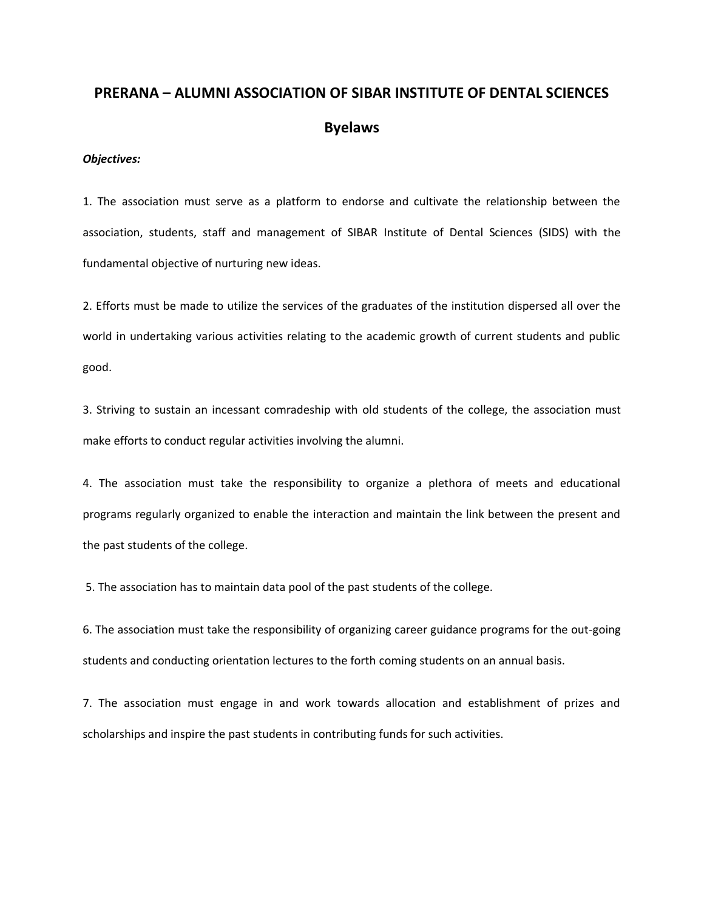# PRERANA – ALUMNI ASSOCIATION OF SIBAR INSTITUTE OF DENTAL SCIENCES

## Byelaws

***Objectives:***

1. The association must serve as a platform to endorse and cultivate the relationship between the association, students, staff and management of SIBAR Institute of Dental Sciences (SIDS) with the fundamental objective of nurturing new ideas.

2. Efforts must be made to utilize the services of the graduates of the institution dispersed all over the world in undertaking various activities relating to the academic growth of current students and public good.

3. Striving to sustain an incessant comradeship with old students of the college, the association must make efforts to conduct regular activities involving the alumni.

4. The association must take the responsibility to organize a plethora of meets and educational programs regularly organized to enable the interaction and maintain the link between the present and the past students of the college.

5. The association has to maintain data pool of the past students of the college.

6. The association must take the responsibility of organizing career guidance programs for the out-going students and conducting orientation lectures to the forth coming students on an annual basis.

7. The association must engage in and work towards allocation and establishment of prizes and scholarships and inspire the past students in contributing funds for such activities.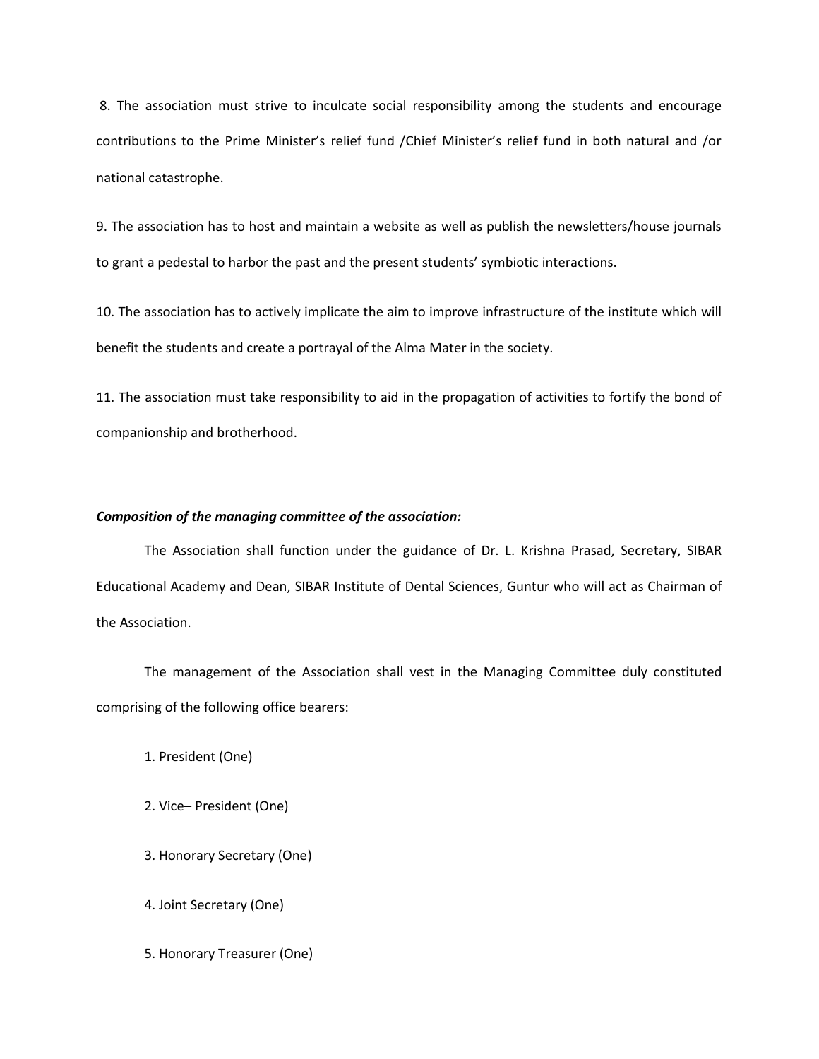8. The association must strive to inculcate social responsibility among the students and encourage contributions to the Prime Minister's relief fund /Chief Minister's relief fund in both natural and /or national catastrophe.

9. The association has to host and maintain a website as well as publish the newsletters/house journals to grant a pedestal to harbor the past and the present students' symbiotic interactions.

10. The association has to actively implicate the aim to improve infrastructure of the institute which will benefit the students and create a portrayal of the Alma Mater in the society.

11. The association must take responsibility to aid in the propagation of activities to fortify the bond of companionship and brotherhood.

***Composition of the managing committee of the association:***

The Association shall function under the guidance of Dr. L. Krishna Prasad, Secretary, SIBAR Educational Academy and Dean, SIBAR Institute of Dental Sciences, Guntur who will act as Chairman of the Association.

The management of the Association shall vest in the Managing Committee duly constituted comprising of the following office bearers:

1. President (One)
2. Vice– President (One)
3. Honorary Secretary (One)
4. Joint Secretary (One)
5. Honorary Treasurer (One)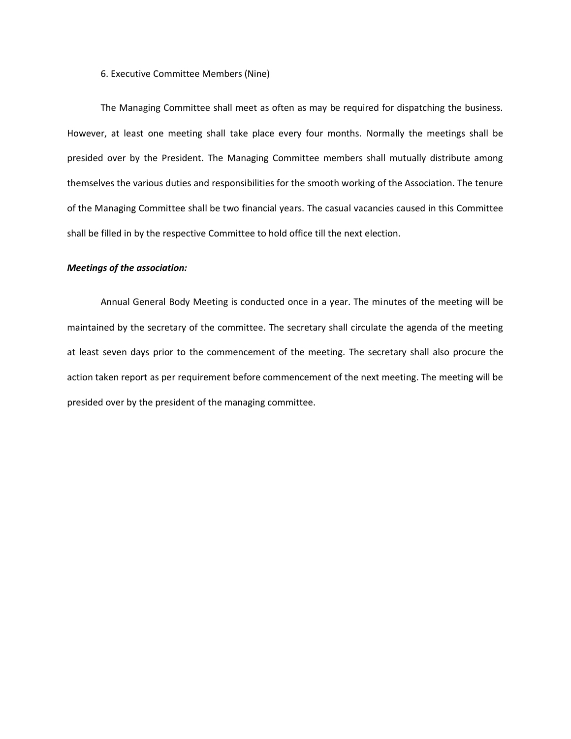6. Executive Committee Members (Nine)

The Managing Committee shall meet as often as may be required for dispatching the business. However, at least one meeting shall take place every four months. Normally the meetings shall be presided over by the President. The Managing Committee members shall mutually distribute among themselves the various duties and responsibilities for the smooth working of the Association. The tenure of the Managing Committee shall be two financial years. The casual vacancies caused in this Committee shall be filled in by the respective Committee to hold office till the next election.

***Meetings of the association:***

Annual General Body Meeting is conducted once in a year. The minutes of the meeting will be maintained by the secretary of the committee. The secretary shall circulate the agenda of the meeting at least seven days prior to the commencement of the meeting. The secretary shall also procure the action taken report as per requirement before commencement of the next meeting. The meeting will be presided over by the president of the managing committee.